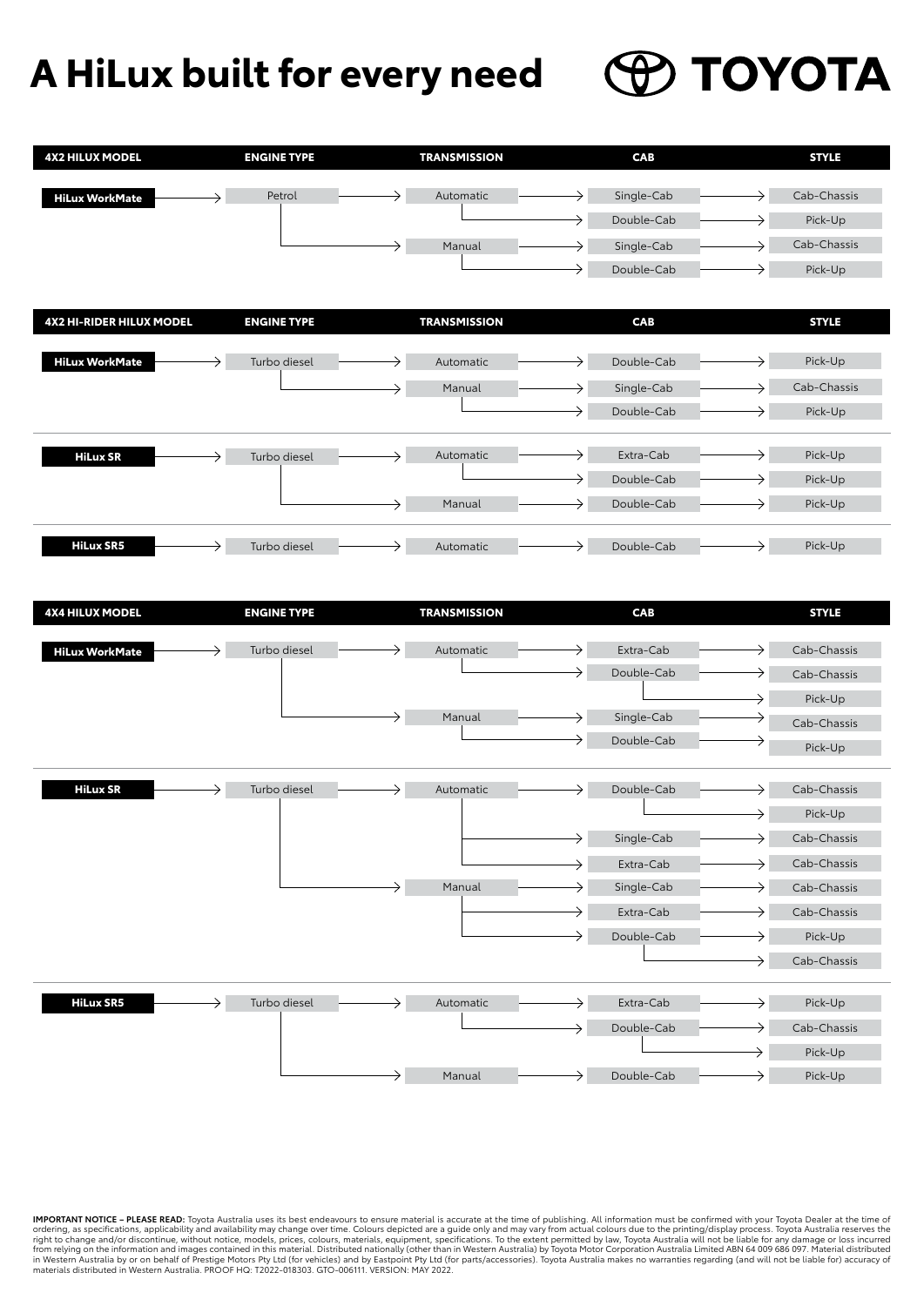# A HiLux built for every need

TOYOTA

| 4X2 HILUX MODEL | ENGINE TYPE | TRANSMISSION | CAB | STYLE |
|---|---|---|---|---|
| HiLux WorkMate | Petrol | Automatic | Single-Cab | Cab-Chassis |
| | | | Double-Cab | Pick-Up |
| | | Manual | Single-Cab | Cab-Chassis |
| | | | Double-Cab | Pick-Up |

| 4X2 HI-RIDER HILUX MODEL | ENGINE TYPE | TRANSMISSION | CAB | STYLE |
|---|---|---|---|---|
| HiLux WorkMate | Turbo diesel | Automatic | Double-Cab | Pick-Up |
| | | Manual | Single-Cab | Cab-Chassis |
| | | | Double-Cab | Pick-Up |
| HiLux SR | Turbo diesel | Automatic | Extra-Cab | Pick-Up |
| | | | Double-Cab | Pick-Up |
| | | Manual | Double-Cab | Pick-Up |
| HiLux SR5 | Turbo diesel | Automatic | Double-Cab | Pick-Up |

| 4X4 HILUX MODEL | ENGINE TYPE | TRANSMISSION | CAB | STYLE |
|---|---|---|---|---|
| HiLux WorkMate | Turbo diesel | Automatic | Extra-Cab | Cab-Chassis |
| | | | Double-Cab | Cab-Chassis |
| | | | | Pick-Up |
| | | Manual | Single-Cab | Cab-Chassis |
| | | | Double-Cab | Pick-Up |
| HiLux SR | Turbo diesel | Automatic | Double-Cab | Cab-Chassis |
| | | | | Pick-Up |
| | | | Single-Cab | Cab-Chassis |
| | | | Extra-Cab | Cab-Chassis |
| | | Manual | Single-Cab | Cab-Chassis |
| | | | Extra-Cab | Cab-Chassis |
| | | | Double-Cab | Pick-Up |
| | | | | Cab-Chassis |
| HiLux SR5 | Turbo diesel | Automatic | Extra-Cab | Pick-Up |
| | | | Double-Cab | Cab-Chassis |
| | | | | Pick-Up |
| | | Manual | Double-Cab | Pick-Up |

**IMPORTANT NOTICE – PLEASE READ:** Toyota Australia uses its best endeavours to ensure material is accurate at the time of publishing. All information must be confirmed with your Toyota Dealer at the time of ordering, as specifications, applicability and availability may change over time. Colours depicted are a guide only and may vary from actual colours due to the printing/display process. Toyota Australia reserves the right to change and/or discontinue, without notice, models, prices, colours, materials, equipment, specifications. To the extent permitted by law, Toyota Australia will not be liable for any damage or loss incurred from relying on the information and images contained in this material. Distributed nationally (other than in Western Australia) by Toyota Motor Corporation Australia Limited ABN 64 009 686 097. Material distributed in Western Australia by or on behalf of Prestige Motors Pty Ltd (for vehicles) and by Eastpoint Pty Ltd (for parts/accessories). Toyota Australia makes no warranties regarding (and will not be liable for) accuracy of materials distributed in Western Australia. PROOF HQ: T2022-018303. GTO-006111. VERSION: MAY 2022.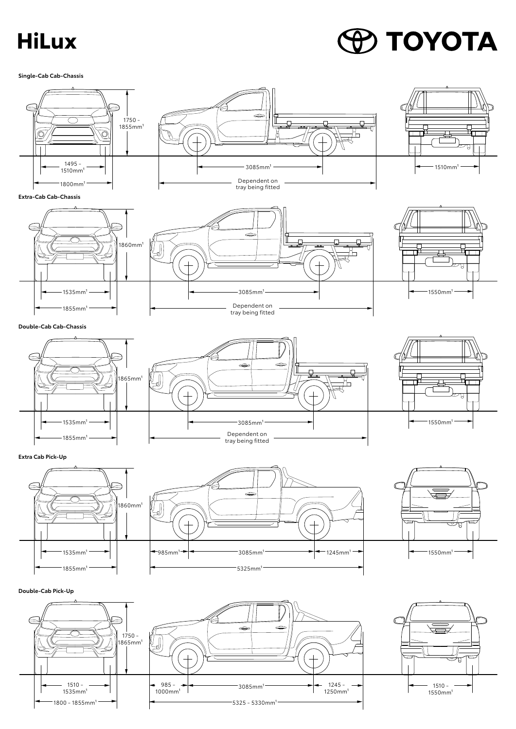# HiLux

TOYOTA

### Single-Cab Cab-Chassis

1750 - 1855mm[1]

1495 - 1510mm[1]

1800mm[1]

3085mm[1]

Dependent on tray being fitted

1510mm[1]

### Extra-Cab Cab-Chassis

1860mm[1]

1535mm[1]

1855mm[1]

3085mm[1]

Dependent on tray being fitted

1550mm[1]

### Double-Cab Cab-Chassis

1865mm[1]

1535mm[1]

1855mm[1]

3085mm[1]

Dependent on tray being fitted

1550mm[1]

### Extra Cab Pick-Up

1860mm[1]

1535mm[1]

1855mm[1]

985mm[1]

3085mm[1]

1245mm[1]

5325mm[1]

1550mm[1]

### Double-Cab Pick-Up

1750 - 1865mm[1]

1510 - 1535mm[1]

1800 - 1855mm[1]

985 - 1000mm[1]

3085mm[1]

1245 - 1250mm[1]

5325 - 5330mm[1]

1510 - 1550mm[1]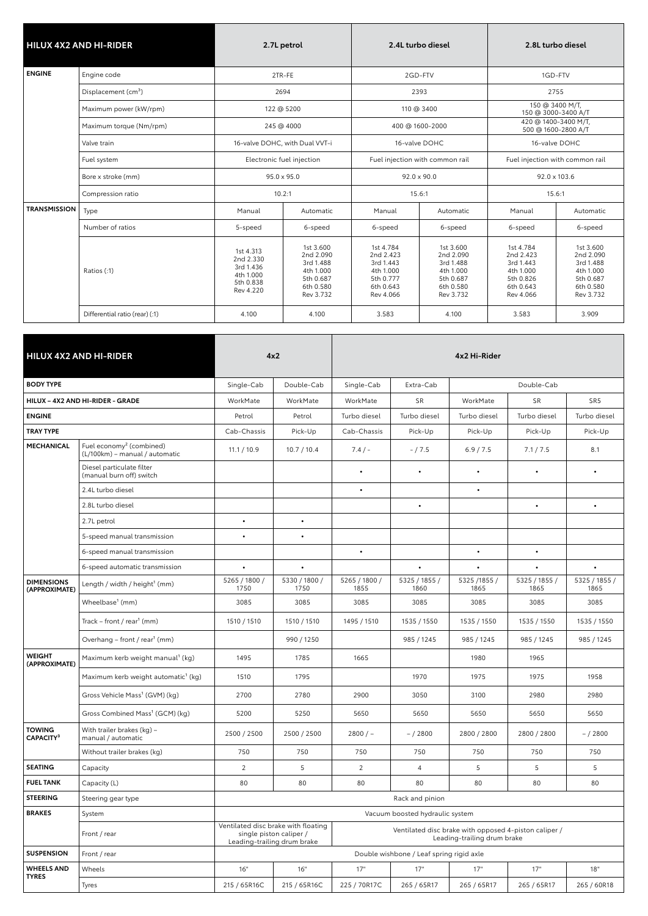| HILUX 4X2 AND HI-RIDER | | 2.7L petrol | | 2.4L turbo diesel | | 2.8L turbo diesel | |
|---|---|---|---|---|---|---|---|
| ENGINE | Engine code | 2TR-FE | | 2GD-FTV | | 1GD-FTV | |
| | Displacement (cm³) | 2694 | | 2393 | | 2755 | |
| | Maximum power (kW/rpm) | 122 @ 5200 | | 110 @ 3400 | | 150 @ 3400 M/T, 150 @ 3000-3400 A/T | |
| | Maximum torque (Nm/rpm) | 245 @ 4000 | | 400 @ 1600-2000 | | 420 @ 1400-3400 M/T, 500 @ 1600-2800 A/T | |
| | Valve train | 16-valve DOHC, with Dual VVT-i | | 16-valve DOHC | | 16-valve DOHC | |
| | Fuel system | Electronic fuel injection | | Fuel injection with common rail | | Fuel injection with common rail | |
| | Bore x stroke (mm) | 95.0 x 95.0 | | 92.0 x 90.0 | | 92.0 x 103.6 | |
| | Compression ratio | 10.2:1 | | 15.6:1 | | 15.6:1 | |
| TRANSMISSION | Type | Manual | Automatic | Manual | Automatic | Manual | Automatic |
| | Number of ratios | 5-speed | 6-speed | 6-speed | 6-speed | 6-speed | 6-speed |
| | Ratios (:1) | 1st 4.313 2nd 2.330 3rd 1.436 4th 1.000 5th 0.838 Rev 4.220 | 1st 3.600 2nd 2.090 3rd 1.488 4th 1.000 5th 0.687 6th 0.580 Rev 3.732 | 1st 4.784 2nd 2.423 3rd 1.443 4th 1.000 5th 0.777 6th 0.643 Rev 4.066 | 1st 3.600 2nd 2.090 3rd 1.488 4th 1.000 5th 0.687 6th 0.580 Rev 3.732 | 1st 4.784 2nd 2.423 3rd 1.443 4th 1.000 5th 0.826 6th 0.643 Rev 4.066 | 1st 3.600 2nd 2.090 3rd 1.488 4th 1.000 5th 0.687 6th 0.580 Rev 3.732 |
| | Differential ratio (rear) (:1) | 4.100 | 4.100 | 3.583 | 4.100 | 3.583 | 3.909 |

| HILUX 4X2 AND HI-RIDER | | 4x2 | | 4x2 Hi-Rider | | | | |
|---|---|---|---|---|---|---|---|---|
| BODY TYPE | | Single-Cab | Double-Cab | Single-Cab | Extra-Cab | Double-Cab | | |
| HILUX – 4X2 AND HI-RIDER - GRADE | | WorkMate | WorkMate | WorkMate | SR | WorkMate | SR | SR5 |
| ENGINE | | Petrol | Petrol | Turbo diesel | Turbo diesel | Turbo diesel | Turbo diesel | Turbo diesel |
| TRAY TYPE | | Cab-Chassis | Pick-Up | Cab-Chassis | Pick-Up | Pick-Up | Pick-Up | Pick-Up |
| MECHANICAL | Fuel economy[2] (combined) (L/100km) – manual / automatic | 11.1 / 10.9 | 10.7 / 10.4 | 7.4 / - | - / 7.5 | 6.9 / 7.5 | 7.1 / 7.5 | 8.1 |
| | Diesel particulate filter (manual burn off) switch | | | • | • | • | • | • |
| | 2.4L turbo diesel | | | • | | • | | |
| | 2.8L turbo diesel | | | | • | | • | • |
| | 2.7L petrol | • | • | | | | | |
| | 5-speed manual transmission | • | • | | | | | |
| | 6-speed manual transmission | | | • | | • | • | |
| | 6-speed automatic transmission | • | • | | • | • | • | • |
| DIMENSIONS (APPROXIMATE) | Length / width / height[1] (mm) | 5265 / 1800 / 1750 | 5330 / 1800 / 1750 | 5265 / 1800 / 1855 | 5325 / 1855 / 1860 | 5325 /1855 / 1865 | 5325 / 1855 / 1865 | 5325 / 1855 / 1865 |
| | Wheelbase[1] (mm) | 3085 | 3085 | 3085 | 3085 | 3085 | 3085 | 3085 |
| | Track – front / rear[1] (mm) | 1510 / 1510 | 1510 / 1510 | 1495 / 1510 | 1535 / 1550 | 1535 / 1550 | 1535 / 1550 | 1535 / 1550 |
| | Overhang – front / rear[1] (mm) | | 990 / 1250 | | 985 / 1245 | 985 / 1245 | 985 / 1245 | 985 / 1245 |
| WEIGHT (APPROXIMATE) | Maximum kerb weight manual[1] (kg) | 1495 | 1785 | 1665 | | 1980 | 1965 | |
| | Maximum kerb weight automatic[1] (kg) | 1510 | 1795 | | 1970 | 1975 | 1975 | 1958 |
| | Gross Vehicle Mass[1] (GVM) (kg) | 2700 | 2780 | 2900 | 3050 | 3100 | 2980 | 2980 |
| | Gross Combined Mass[1] (GCM) (kg) | 5200 | 5250 | 5650 | 5650 | 5650 | 5650 | 5650 |
| TOWING CAPACITY[3] | With trailer brakes (kg) – manual / automatic | 2500 / 2500 | 2500 / 2500 | 2800 / – | – / 2800 | 2800 / 2800 | 2800 / 2800 | – / 2800 |
| | Without trailer brakes (kg) | 750 | 750 | 750 | 750 | 750 | 750 | 750 |
| SEATING | Capacity | 2 | 5 | 2 | 4 | 5 | 5 | 5 |
| FUEL TANK | Capacity (L) | 80 | 80 | 80 | 80 | 80 | 80 | 80 |
| STEERING | Steering gear type | Rack and pinion | | | | | | |
| BRAKES | System | Vacuum boosted hydraulic system | | | | | | |
| | Front / rear | Ventilated disc brake with floating single piston caliper / Leading-trailing drum brake | | Ventilated disc brake with opposed 4-piston caliper / Leading-trailing drum brake | | | | |
| SUSPENSION | Front / rear | Double wishbone / Leaf spring rigid axle | | | | | | |
| WHEELS AND TYRES | Wheels | 16" | 16" | 17" | 17" | 17" | 17" | 18" |
| | Tyres | 215 / 65R16C | 215 / 65R16C | 225 / 70R17C | 265 / 65R17 | 265 / 65R17 | 265 / 65R17 | 265 / 60R18 |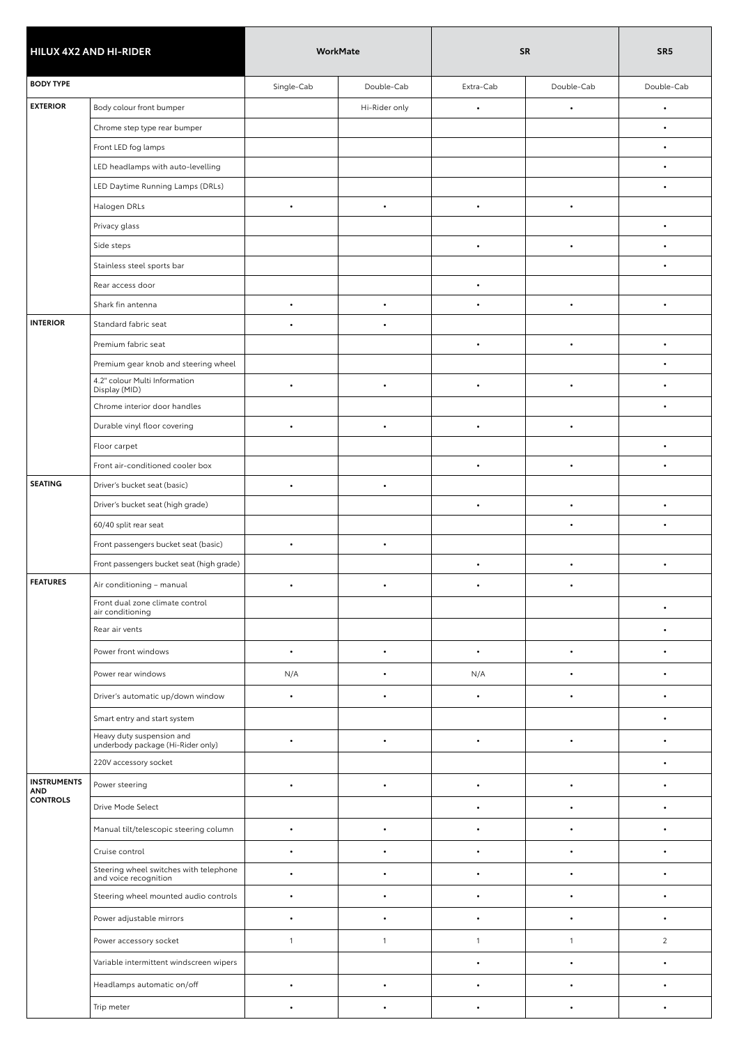| HILUX 4X2 AND HI-RIDER | | WorkMate | | SR | | SR5 |
|---|---|---|---|---|---|---|
| **BODY TYPE** | | Single-Cab | Double-Cab | Extra-Cab | Double-Cab | Double-Cab |
| **EXTERIOR** | Body colour front bumper | | Hi-Rider only | • | • | • |
| | Chrome step type rear bumper | | | | | • |
| | Front LED fog lamps | | | | | • |
| | LED headlamps with auto-levelling | | | | | • |
| | LED Daytime Running Lamps (DRLs) | | | | | • |
| | Halogen DRLs | • | • | • | • | |
| | Privacy glass | | | | | • |
| | Side steps | | | • | • | • |
| | Stainless steel sports bar | | | | | • |
| | Rear access door | | | • | | |
| | Shark fin antenna | • | • | • | • | • |
| **INTERIOR** | Standard fabric seat | • | • | | | |
| | Premium fabric seat | | | • | • | • |
| | Premium gear knob and steering wheel | | | | | • |
| | 4.2" colour Multi Information Display (MID) | • | • | • | • | • |
| | Chrome interior door handles | | | | | • |
| | Durable vinyl floor covering | • | • | • | • | |
| | Floor carpet | | | | | • |
| | Front air-conditioned cooler box | | | • | • | • |
| **SEATING** | Driver's bucket seat (basic) | • | • | | | |
| | Driver's bucket seat (high grade) | | | • | • | • |
| | 60/40 split rear seat | | | | • | • |
| | Front passengers bucket seat (basic) | • | • | | | |
| | Front passengers bucket seat (high grade) | | | • | • | • |
| **FEATURES** | Air conditioning – manual | • | • | • | • | |
| | Front dual zone climate control air conditioning | | | | | • |
| | Rear air vents | | | | | • |
| | Power front windows | • | • | • | • | • |
| | Power rear windows | N/A | • | N/A | • | • |
| | Driver's automatic up/down window | • | • | • | • | • |
| | Smart entry and start system | | | | | • |
| | Heavy duty suspension and underbody package (Hi-Rider only) | • | • | • | • | • |
| | 220V accessory socket | | | | | • |
| **INSTRUMENTS AND CONTROLS** | Power steering | • | • | • | • | • |
| | Drive Mode Select | | | • | • | • |
| | Manual tilt/telescopic steering column | • | • | • | • | • |
| | Cruise control | • | • | • | • | • |
| | Steering wheel switches with telephone and voice recognition | • | • | • | • | • |
| | Steering wheel mounted audio controls | • | • | • | • | • |
| | Power adjustable mirrors | • | • | • | • | • |
| | Power accessory socket | 1 | 1 | 1 | 1 | 2 |
| | Variable intermittent windscreen wipers | | | • | • | • |
| | Headlamps automatic on/off | • | • | • | • | • |
| | Trip meter | • | • | • | • | • |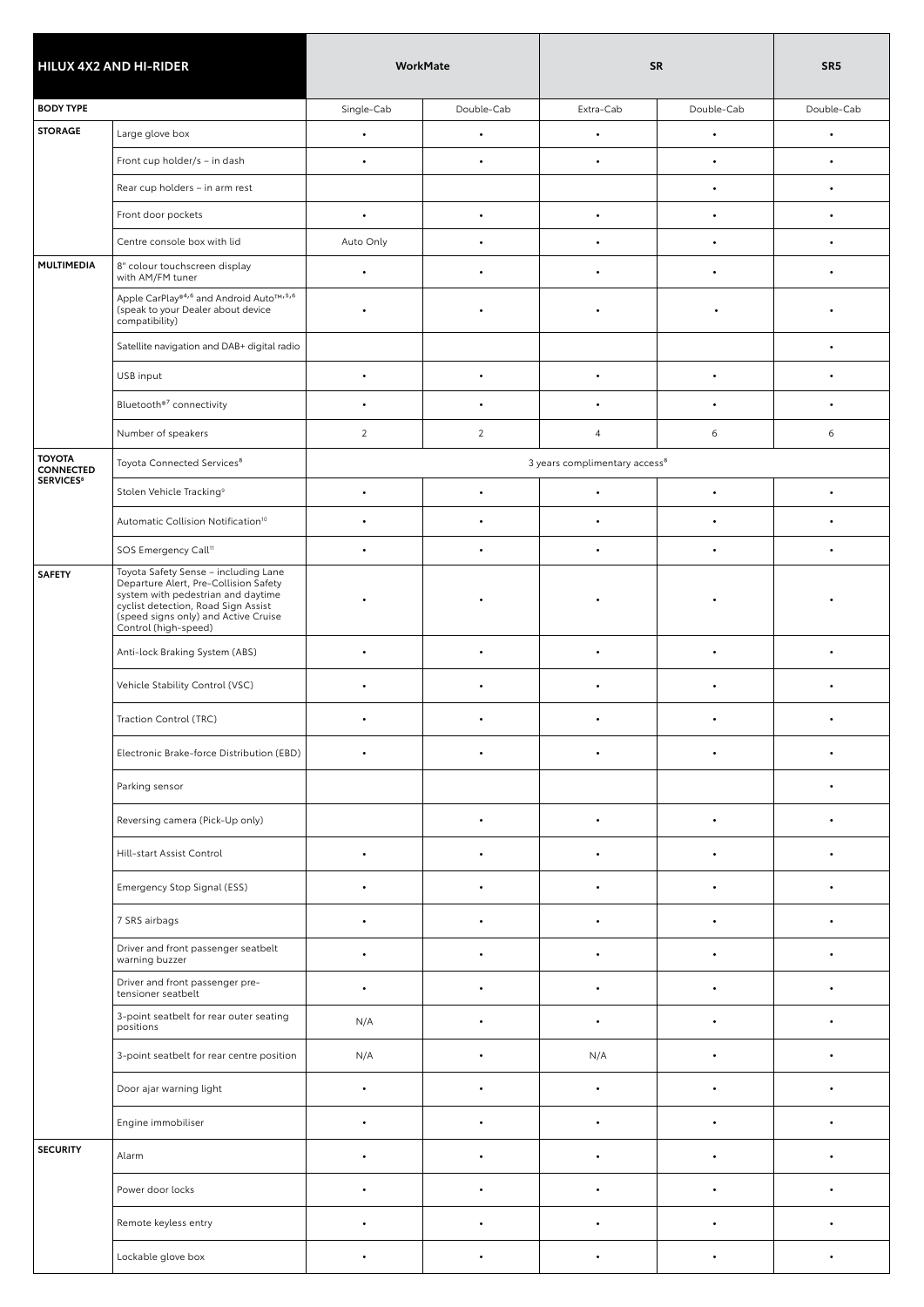| HILUX 4X2 AND HI-RIDER | | WorkMate | | SR | | SR5 |
|---|---|---|---|---|---|---|
| BODY TYPE | | Single-Cab | Double-Cab | Extra-Cab | Double-Cab | Double-Cab |
| STORAGE | Large glove box | • | • | • | • | • |
| | Front cup holder/s – in dash | • | • | • | • | • |
| | Rear cup holders – in arm rest | | | | • | • |
| | Front door pockets | • | • | • | • | • |
| | Centre console box with lid | Auto Only | • | • | • | • |
| MULTIMEDIA | 8" colour touchscreen display with AM/FM tuner | • | • | • | • | • |
| | Apple CarPlay®[4,6] and Android Auto™[5,6] (speak to your Dealer about device compatibility) | • | • | • | • | • |
| | Satellite navigation and DAB+ digital radio | | | | | • |
| | USB input | • | • | • | • | • |
| | Bluetooth®[7] connectivity | • | • | • | • | • |
| | Number of speakers | 2 | 2 | 4 | 6 | 6 |
| TOYOTA CONNECTED SERVICES[8] | Toyota Connected Services[8] | 3 years complimentary access[8] | | | | |
| | Stolen Vehicle Tracking[9] | • | • | • | • | • |
| | Automatic Collision Notification[10] | • | • | • | • | • |
| | SOS Emergency Call[11] | • | • | • | • | • |
| SAFETY | Toyota Safety Sense – including Lane Departure Alert, Pre-Collision Safety system with pedestrian and daytime cyclist detection, Road Sign Assist (speed signs only) and Active Cruise Control (high-speed) | • | • | • | • | • |
| | Anti-lock Braking System (ABS) | • | • | • | • | • |
| | Vehicle Stability Control (VSC) | • | • | • | • | • |
| | Traction Control (TRC) | • | • | • | • | • |
| | Electronic Brake-force Distribution (EBD) | • | • | • | • | • |
| | Parking sensor | | | | | • |
| | Reversing camera (Pick-Up only) | | • | • | • | • |
| | Hill-start Assist Control | • | • | • | • | • |
| | Emergency Stop Signal (ESS) | • | • | • | • | • |
| | 7 SRS airbags | • | • | • | • | • |
| | Driver and front passenger seatbelt warning buzzer | • | • | • | • | • |
| | Driver and front passenger pre-tensioner seatbelt | • | • | • | • | • |
| | 3-point seatbelt for rear outer seating positions | N/A | • | • | • | • |
| | 3-point seatbelt for rear centre position | N/A | • | N/A | • | • |
| | Door ajar warning light | • | • | • | • | • |
| | Engine immobiliser | • | • | • | • | • |
| SECURITY | Alarm | • | • | • | • | • |
| | Power door locks | • | • | • | • | • |
| | Remote keyless entry | • | • | • | • | • |
| | Lockable glove box | • | • | • | • | • |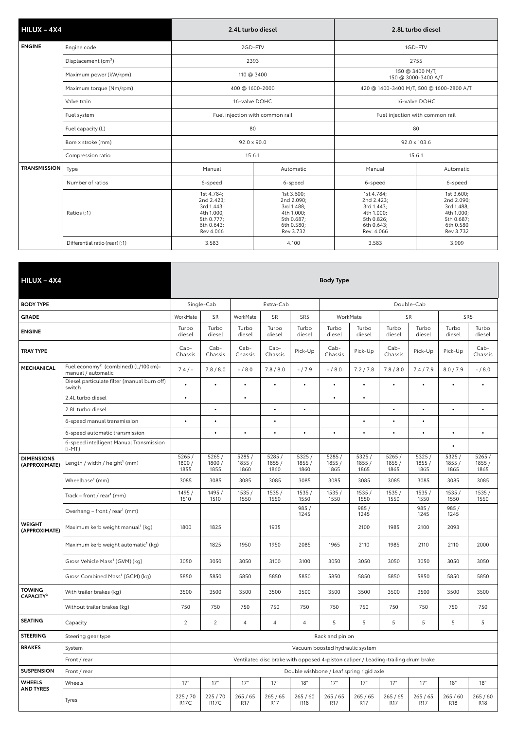| HILUX – 4X4 | | 2.4L turbo diesel | | 2.8L turbo diesel | |
|---|---|---|---|---|---|
| **ENGINE** | Engine code | 2GD-FTV | | 1GD-FTV | |
| | Displacement (cm$^3$) | 2393 | | 2755 | |
| | Maximum power (kW/rpm) | 110 @ 3400 | | 150 @ 3400 M/T, 150 @ 3000-3400 A/T | |
| | Maximum torque (Nm/rpm) | 400 @ 1600-2000 | | 420 @ 1400-3400 M/T, 500 @ 1600-2800 A/T | |
| | Valve train | 16-valve DOHC | | 16-valve DOHC | |
| | Fuel system | Fuel injection with common rail | | Fuel injection with common rail | |
| | Fuel capacity (L) | 80 | | 80 | |
| | Bore x stroke (mm) | 92.0 x 90.0 | | 92.0 x 103.6 | |
| | Compression ratio | 15.6:1 | | 15.6:1 | |
| **TRANSMISSION** | Type | Manual | Automatic | Manual | Automatic |
| | Number of ratios | 6-speed | 6-speed | 6-speed | 6-speed |
| | Ratios (:1) | 1st 4.784; 2nd 2.423; 3rd 1.443; 4th 1.000; 5th 0.777; 6th 0.643; Rev 4.066 | 1st 3.600; 2nd 2.090; 3rd 1.488; 4th 1.000; 5th 0.687; 6th 0.580; Rev 3.732 | 1st 4.784; 2nd 2.423; 3rd 1.443; 4th 1.000; 5th 0.826; 6th 0.643; Rev: 4.066 | 1st 3.600; 2nd 2.090; 3rd 1.488; 4th 1.000; 5th 0.687; 6th 0.580 Rev 3.732 |
| | Differential ratio (rear) (:1) | 3.583 | 4.100 | 3.583 | 3.909 |

| HILUX – 4X4 | | Body Type | | | | | | | | | | |
|---|---|---|---|---|---|---|---|---|---|---|---|---|
| **BODY TYPE** | | Single-Cab | | Extra-Cab | | | Double-Cab | | | | | |
| **GRADE** | | WorkMate | SR | WorkMate | SR | SR5 | WorkMate | | SR | | SR5 | |
| **ENGINE** | | Turbo diesel | Turbo diesel | Turbo diesel | Turbo diesel | Turbo diesel | Turbo diesel | Turbo diesel | Turbo diesel | Turbo diesel | Turbo diesel | Turbo diesel |
| **TRAY TYPE** | | Cab-Chassis | Cab-Chassis | Cab-Chassis | Cab-Chassis | Pick-Up | Cab-Chassis | Pick-Up | Cab-Chassis | Pick-Up | Pick-Up | Cab-Chassis |
| **MECHANICAL** | Fuel economy[2] (combined) (L/100km)- manual / automatic | 7.4 / - | 7.8 / 8.0 | - / 8.0 | 7.8 / 8.0 | - / 7.9 | - / 8.0 | 7.2 / 7.8 | 7.8 / 8.0 | 7.4 / 7.9 | 8.0 / 7.9 | - / 8.0 |
| | Diesel particulate filter (manual burn off) switch | • | • | • | • | • | • | • | • | • | • | • |
| | 2.4L turbo diesel | • | | • | | | • | • | | | | |
| | 2.8L turbo diesel | | • | | • | • | | | • | • | • | • |
| | 6-speed manual transmission | • | • | | • | | | • | • | • | | |
| | 6-speed automatic transmission | | • | • | • | • | • | • | • | • | • | • |
| | 6-speed intelligent Manual Transmission (i-MT) | | | | | | | | | | • | |
| **DIMENSIONS (APPROXIMATE)** | Length / width / height[1] (mm) | 5265 / 1800 / 1855 | 5265 / 1800 / 1855 | 5285 / 1855 / 1860 | 5285 / 1855 / 1860 | 5325 / 1855 / 1860 | 5285 / 1855 / 1865 | 5325 / 1855 / 1865 | 5265 / 1855 / 1865 | 5325 / 1855 / 1865 | 5325 / 1855 / 1865 | 5265 / 1855 / 1865 |
| | Wheelbase[1] (mm) | 3085 | 3085 | 3085 | 3085 | 3085 | 3085 | 3085 | 3085 | 3085 | 3085 | 3085 |
| | Track – front / rear[1] (mm) | 1495 / 1510 | 1495 / 1510 | 1535 / 1550 | 1535 / 1550 | 1535 / 1550 | 1535 / 1550 | 1535 / 1550 | 1535 / 1550 | 1535 / 1550 | 1535 / 1550 | 1535 / 1550 |
| | Overhang – front / rear[1] (mm) | | | | | 985 / 1245 | | 985 / 1245 | | 985 / 1245 | 985 / 1245 | |
| **WEIGHT (APPROXIMATE)** | Maximum kerb weight manual[1] (kg) | 1800 | 1825 | | 1935 | | | 2100 | 1985 | 2100 | 2093 | |
| | Maximum kerb weight automatic[1] (kg) | | 1825 | 1950 | 1950 | 2085 | 1965 | 2110 | 1985 | 2110 | 2110 | 2000 |
| | Gross Vehicle Mass[1] (GVM) (kg) | 3050 | 3050 | 3050 | 3100 | 3100 | 3050 | 3050 | 3050 | 3050 | 3050 | 3050 |
| | Gross Combined Mass[1] (GCM) (kg) | 5850 | 5850 | 5850 | 5850 | 5850 | 5850 | 5850 | 5850 | 5850 | 5850 | 5850 |
| **TOWING CAPACITY[3]** | With trailer brakes (kg) | 3500 | 3500 | 3500 | 3500 | 3500 | 3500 | 3500 | 3500 | 3500 | 3500 | 3500 |
| | Without trailer brakes (kg) | 750 | 750 | 750 | 750 | 750 | 750 | 750 | 750 | 750 | 750 | 750 |
| **SEATING** | Capacity | 2 | 2 | 4 | 4 | 4 | 5 | 5 | 5 | 5 | 5 | 5 |
| **STEERING** | Steering gear type | Rack and pinion | | | | | | | | | | |
| **BRAKES** | System | Vacuum boosted hydraulic system | | | | | | | | | | |
| | Front / rear | Ventilated disc brake with opposed 4-piston caliper / Leading-trailing drum brake | | | | | | | | | | |
| **SUSPENSION** | Front / rear | Double wishbone / Leaf spring rigid axle | | | | | | | | | | |
| **WHEELS AND TYRES** | Wheels | 17" | 17" | 17" | 17" | 18" | 17" | 17" | 17" | 17" | 18" | 18" |
| | Tyres | 225 / 70 R17C | 225 / 70 R17C | 265 / 65 R17 | 265 / 65 R17 | 265 / 60 R18 | 265 / 65 R17 | 265 / 65 R17 | 265 / 65 R17 | 265 / 65 R17 | 265 / 60 R18 | 265 / 60 R18 |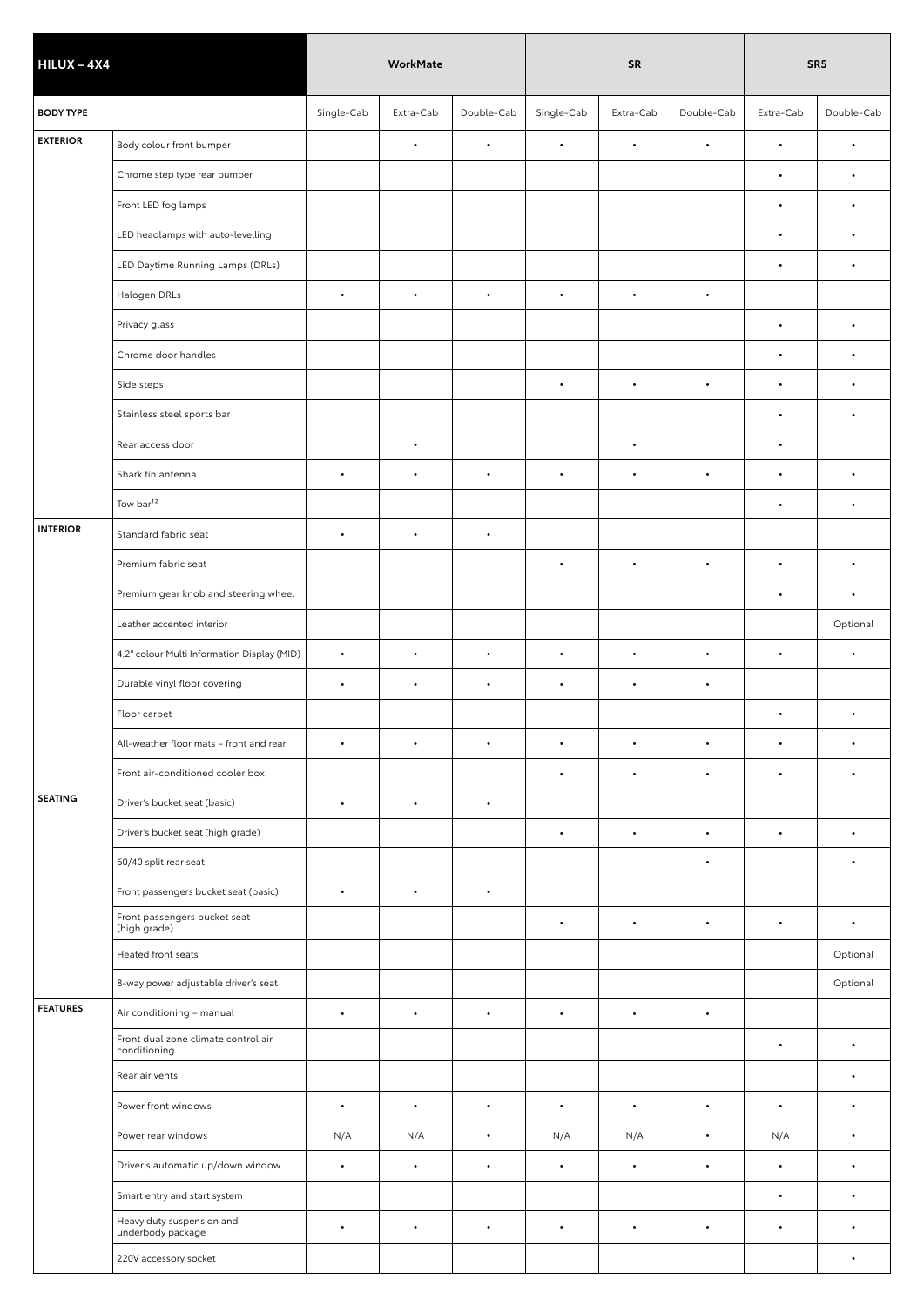| HILUX – 4X4 | | WorkMate | | | SR | | | SR5 | |
|---|---|---|---|---|---|---|---|---|---|
| BODY TYPE | | Single-Cab | Extra-Cab | Double-Cab | Single-Cab | Extra-Cab | Double-Cab | Extra-Cab | Double-Cab |
| EXTERIOR | Body colour front bumper | | • | • | • | • | • | • | • |
| | Chrome step type rear bumper | | | | | | | • | • |
| | Front LED fog lamps | | | | | | | • | • |
| | LED headlamps with auto-levelling | | | | | | | • | • |
| | LED Daytime Running Lamps (DRLs) | | | | | | | • | • |
| | Halogen DRLs | • | • | • | • | • | • | | |
| | Privacy glass | | | | | | | • | • |
| | Chrome door handles | | | | | | | • | • |
| | Side steps | | | | • | • | • | • | • |
| | Stainless steel sports bar | | | | | | | • | • |
| | Rear access door | | • | | | • | | • | |
| | Shark fin antenna | • | • | • | • | • | • | • | • |
| | Tow bar[12] | | | | | | | • | • |
| INTERIOR | Standard fabric seat | • | • | • | | | | | |
| | Premium fabric seat | | | | • | • | • | • | • |
| | Premium gear knob and steering wheel | | | | | | | • | • |
| | Leather accented interior | | | | | | | | Optional |
| | 4.2" colour Multi Information Display (MID) | • | • | • | • | • | • | • | • |
| | Durable vinyl floor covering | • | • | • | • | • | • | | |
| | Floor carpet | | | | | | | • | • |
| | All-weather floor mats – front and rear | • | • | • | • | • | • | • | • |
| | Front air-conditioned cooler box | | | | • | • | • | • | • |
| SEATING | Driver's bucket seat (basic) | • | • | • | | | | | |
| | Driver's bucket seat (high grade) | | | | • | • | • | • | • |
| | 60/40 split rear seat | | | | | | • | | • |
| | Front passengers bucket seat (basic) | • | • | • | | | | | |
| | Front passengers bucket seat (high grade) | | | | • | • | • | • | • |
| | Heated front seats | | | | | | | | Optional |
| | 8-way power adjustable driver's seat | | | | | | | | Optional |
| FEATURES | Air conditioning – manual | • | • | • | • | • | • | | |
| | Front dual zone climate control air conditioning | | | | | | | • | • |
| | Rear air vents | | | | | | | | • |
| | Power front windows | • | • | • | • | • | • | • | • |
| | Power rear windows | N/A | N/A | • | N/A | N/A | • | N/A | • |
| | Driver's automatic up/down window | • | • | • | • | • | • | • | • |
| | Smart entry and start system | | | | | | | • | • |
| | Heavy duty suspension and underbody package | • | • | • | • | • | • | • | • |
| | 220V accessory socket | | | | | | | | • |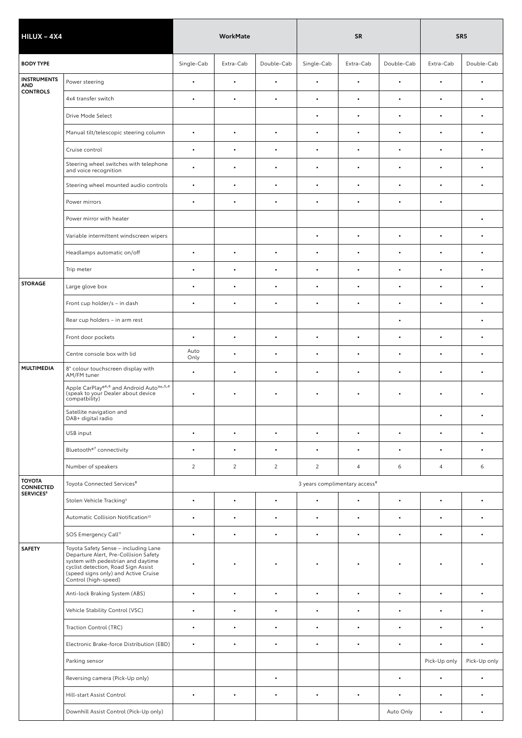| HILUX – 4X4 | | WorkMate | | | SR | | | SR5 | |
|---|---|---|---|---|---|---|---|---|---|
| **BODY TYPE** | | Single-Cab | Extra-Cab | Double-Cab | Single-Cab | Extra-Cab | Double-Cab | Extra-Cab | Double-Cab |
| **INSTRUMENTS AND CONTROLS** | Power steering | • | • | • | • | • | • | • | • |
| | 4x4 transfer switch | • | • | • | • | • | • | • | • |
| | Drive Mode Select | | | | • | • | • | • | • |
| | Manual tilt/telescopic steering column | • | • | • | • | • | • | • | • |
| | Cruise control | • | • | • | • | • | • | • | • |
| | Steering wheel switches with telephone and voice recognition | • | • | • | • | • | • | • | • |
| | Steering wheel mounted audio controls | • | • | • | • | • | • | • | • |
| | Power mirrors | • | • | • | • | • | • | • | |
| | Power mirror with heater | | | | | | | | • |
| | Variable intermittent windscreen wipers | | | | • | • | • | • | • |
| | Headlamps automatic on/off | • | • | • | • | • | • | • | • |
| | Trip meter | • | • | • | • | • | • | • | • |
| **STORAGE** | Large glove box | • | • | • | • | • | • | • | • |
| | Front cup holder/s – in dash | • | • | • | • | • | • | • | • |
| | Rear cup holders – in arm rest | | | | | | • | | • |
| | Front door pockets | • | • | • | • | • | • | • | • |
| | Centre console box with lid | Auto Only | • | • | • | • | • | • | • |
| **MULTIMEDIA** | 8" colour touchscreen display with AM/FM tuner | • | • | • | • | • | • | • | • |
| | Apple CarPlay®[4,6] and Android Auto™,[5,6] (speak to your Dealer about device compatbility) | • | • | • | • | • | • | • | • |
| | Satellite navigation and DAB+ digital radio | | | | | | | • | • |
| | USB input | • | • | • | • | • | • | • | • |
| | Bluetooth®[7] connectivity | • | • | • | • | • | • | • | • |
| | Number of speakers | 2 | 2 | 2 | 2 | 4 | 6 | 4 | 6 |
| **TOYOTA CONNECTED SERVICES[8]** | Toyota Connected Services[8] | 3 years complimentary access[8] | | | | | | | |
| | Stolen Vehicle Tracking[9] | • | • | • | • | • | • | • | • |
| | Automatic Collision Notification[10] | • | • | • | • | • | • | • | • |
| | SOS Emergency Call[11] | • | • | • | • | • | • | • | • |
| **SAFETY** | Toyota Safety Sense – including Lane Departure Alert, Pre-Collision Safety system with pedestrian and daytime cyclist detection, Road Sign Assist (speed signs only) and Active Cruise Control (high-speed) | • | • | • | • | • | • | • | • |
| | Anti-lock Braking System (ABS) | • | • | • | • | • | • | • | • |
| | Vehicle Stability Control (VSC) | • | • | • | • | • | • | • | • |
| | Traction Control (TRC) | • | • | • | • | • | • | • | • |
| | Electronic Brake-force Distribution (EBD) | • | • | • | • | • | • | • | • |
| | Parking sensor | | | | | | | Pick-Up only | Pick-Up only |
| | Reversing camera (Pick-Up only) | | | • | | | • | • | • |
| | Hill-start Assist Control | • | • | • | • | • | • | • | • |
| | Downhill Assist Control (Pick-Up only) | | | | | | Auto Only | • | • |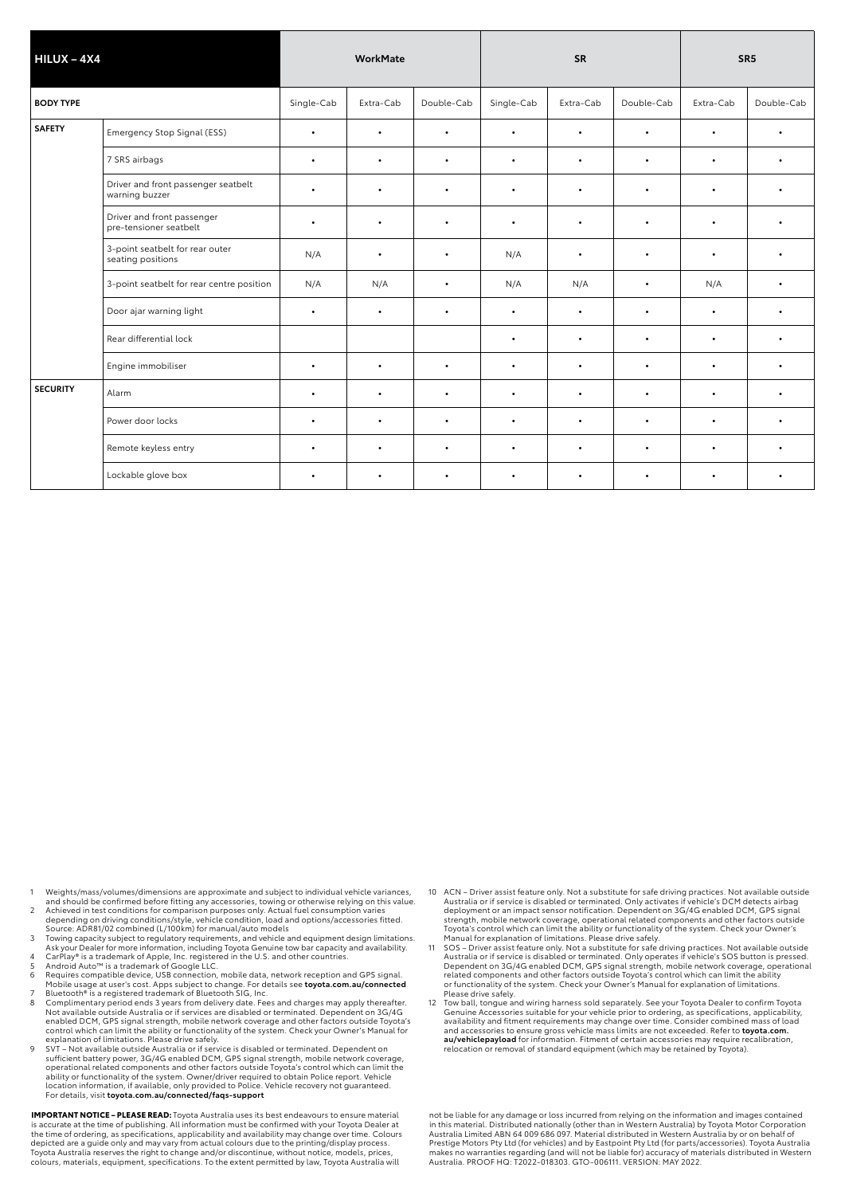| HILUX – 4X4 | | WorkMate | | | SR | | | SR5 | |
|---|---|---|---|---|---|---|---|---|---|
| **BODY TYPE** | | Single-Cab | Extra-Cab | Double-Cab | Single-Cab | Extra-Cab | Double-Cab | Extra-Cab | Double-Cab |
| **SAFETY** | Emergency Stop Signal (ESS) | • | • | • | • | • | • | • | • |
| | 7 SRS airbags | • | • | • | • | • | • | • | • |
| | Driver and front passenger seatbelt warning buzzer | • | • | • | • | • | • | • | • |
| | Driver and front passenger pre-tensioner seatbelt | • | • | • | • | • | • | • | • |
| | 3-point seatbelt for rear outer seating positions | N/A | • | • | N/A | • | • | • | • |
| | 3-point seatbelt for rear centre position | N/A | N/A | • | N/A | N/A | • | N/A | • |
| | Door ajar warning light | • | • | • | • | • | • | • | • |
| | Rear differential lock | | | | • | • | • | • | • |
| | Engine immobiliser | • | • | • | • | • | • | • | • |
| **SECURITY** | Alarm | • | • | • | • | • | • | • | • |
| | Power door locks | • | • | • | • | • | • | • | • |
| | Remote keyless entry | • | • | • | • | • | • | • | • |
| | Lockable glove box | • | • | • | • | • | • | • | • |

1 Weights/mass/volumes/dimensions are approximate and subject to individual vehicle variances, and should be confirmed before fitting any accessories, towing or otherwise relying on this value.
2 Achieved in test conditions for comparison purposes only. Actual fuel consumption varies depending on driving conditions/style, vehicle condition, load and options/accessories fitted. Source: ADR81/02 combined (L/100km) for manual/auto models
3 Towing capacity subject to regulatory requirements, and vehicle and equipment design limitations. Ask your Dealer for more information, including Toyota Genuine tow bar capacity and availability.
4 CarPlay® is a trademark of Apple, Inc. registered in the U.S. and other countries.
5 Android Auto™ is a trademark of Google LLC.
6 Requires compatible device, USB connection, mobile data, network reception and GPS signal. Mobile usage at user's cost. Apps subject to change. For details see **toyota.com.au/connected**
7 Bluetooth® is a registered trademark of Bluetooth SIG, Inc.
8 Complimentary period ends 3 years from delivery date. Fees and charges may apply thereafter. Not available outside Australia or if services are disabled or terminated. Dependent on 3G/4G enabled DCM, GPS signal strength, mobile network coverage and other factors outside Toyota's control which can limit the ability or functionality of the system. Check your Owner's Manual for explanation of limitations. Please drive safely.
9 SVT – Not available outside Australia or if service is disabled or terminated. Dependent on sufficient battery power, 3G/4G enabled DCM, GPS signal strength, mobile network coverage, operational related components and other factors outside Toyota's control which can limit the ability or functionality of the system. Owner/driver required to obtain Police report. Vehicle location information, if available, only provided to Police. Vehicle recovery not guaranteed. For details, visit **toyota.com.au/connected/faqs-support**
10 ACN – Driver assist feature only. Not a substitute for safe driving practices. Not available outside Australia or if service is disabled or terminated. Only activates if vehicle's DCM detects airbag deployment or an impact sensor notification. Dependent on 3G/4G enabled DCM, GPS signal strength, mobile network coverage, operational related components and other factors outside Toyota's control which can limit the ability or functionality of the system. Check your Owner's Manual for explanation of limitations. Please drive safely.
11 SOS – Driver assist feature only. Not a substitute for safe driving practices. Not available outside Australia or if service is disabled or terminated. Only operates if vehicle's SOS button is pressed. Dependent on 3G/4G enabled DCM, GPS signal strength, mobile network coverage, operational related components and other factors outside Toyota's control which can limit the ability or functionality of the system. Check your Owner's Manual for explanation of limitations. Please drive safely.
12 Tow ball, tongue and wiring harness sold separately. See your Toyota Dealer to confirm Toyota Genuine Accessories suitable for your vehicle prior to ordering, as specifications, applicability, availability and fitment requirements may change over time. Consider combined mass of load and accessories to ensure gross vehicle mass limits are not exceeded. Refer to **toyota.com.au/vehiclepayload** for information. Fitment of certain accessories may require recalibration, relocation or removal of standard equipment (which may be retained by Toyota).

**IMPORTANT NOTICE – PLEASE READ:** Toyota Australia uses its best endeavours to ensure material is accurate at the time of publishing. All information must be confirmed with your Toyota Dealer at the time of ordering, as specifications, applicability and availability may change over time. Colours depicted are a guide only and may vary from actual colours due to the printing/display process. Toyota Australia reserves the right to change and/or discontinue, without notice, models, prices, colours, materials, equipment, specifications. To the extent permitted by law, Toyota Australia will not be liable for any damage or loss incurred from relying on the information and images contained in this material. Distributed nationally (other than in Western Australia) by Toyota Motor Corporation Australia Limited ABN 64 009 686 097. Material distributed in Western Australia by or on behalf of Prestige Motors Pty Ltd (for vehicles) and by Eastpoint Pty Ltd (for parts/accessories). Toyota Australia makes no warranties regarding (and will not be liable for) accuracy of materials distributed in Western Australia. PROOF HQ: T2022-018303. GTO-006111. VERSION: MAY 2022.